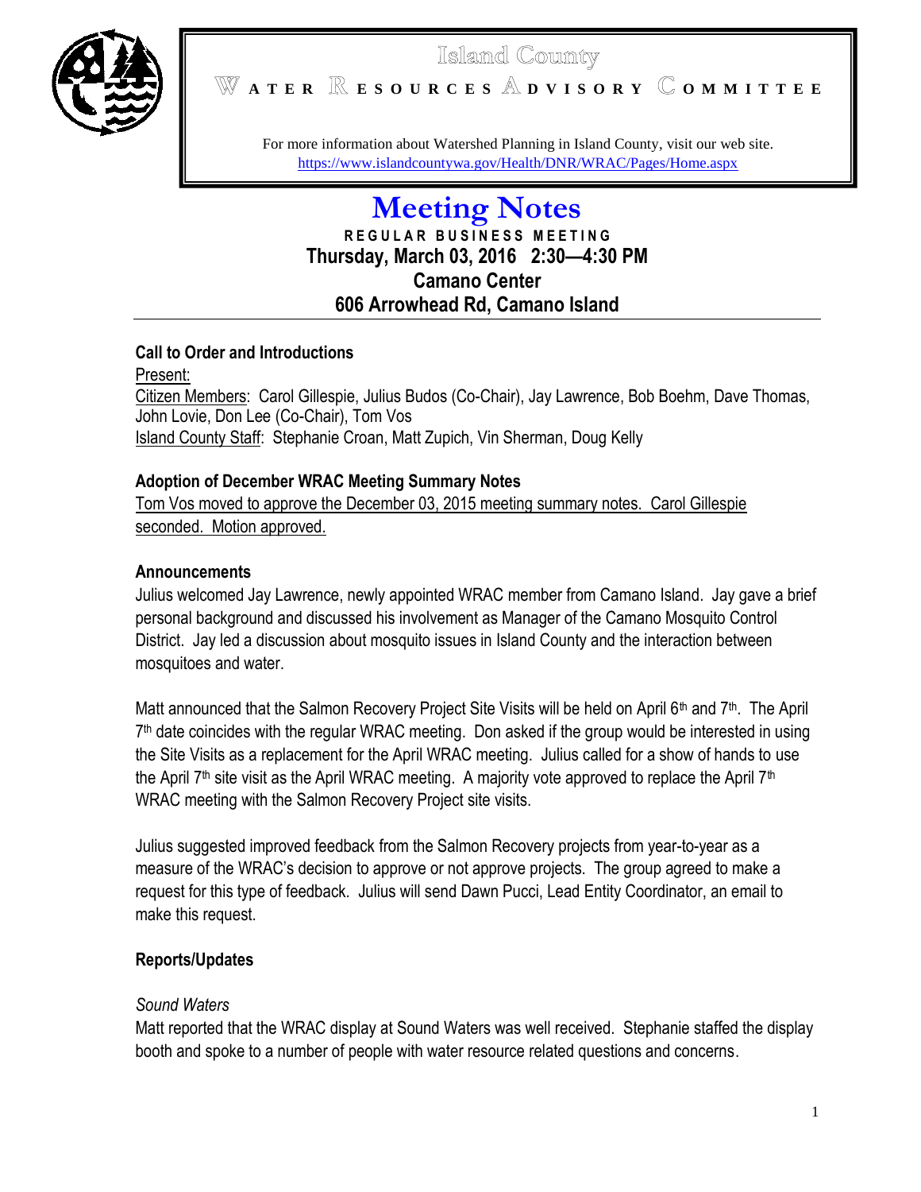# Island County

**WATER RESOURCES ADVISORY COMMITTEE**

For more information about Watershed Planning in Island County, visit our web site.
https://www.islandcountywa.gov/Health/DNR/WRAC/Pages/Home.aspx

# Meeting Notes

**REGULAR BUSINESS MEETING**
**Thursday, March 03, 2016 2:30—4:30 PM**
**Camano Center**
**606 Arrowhead Rd, Camano Island**

### Call to Order and Introductions

Present:
Citizen Members: Carol Gillespie, Julius Budos (Co-Chair), Jay Lawrence, Bob Boehm, Dave Thomas, John Lovie, Don Lee (Co-Chair), Tom Vos
Island County Staff: Stephanie Croan, Matt Zupich, Vin Sherman, Doug Kelly

### Adoption of December WRAC Meeting Summary Notes

Tom Vos moved to approve the December 03, 2015 meeting summary notes. Carol Gillespie seconded. Motion approved.

### Announcements

Julius welcomed Jay Lawrence, newly appointed WRAC member from Camano Island. Jay gave a brief personal background and discussed his involvement as Manager of the Camano Mosquito Control District. Jay led a discussion about mosquito issues in Island County and the interaction between mosquitoes and water.

Matt announced that the Salmon Recovery Project Site Visits will be held on April 6th and 7th. The April 7th date coincides with the regular WRAC meeting. Don asked if the group would be interested in using the Site Visits as a replacement for the April WRAC meeting. Julius called for a show of hands to use the April 7th site visit as the April WRAC meeting. A majority vote approved to replace the April 7th WRAC meeting with the Salmon Recovery Project site visits.

Julius suggested improved feedback from the Salmon Recovery projects from year-to-year as a measure of the WRAC's decision to approve or not approve projects. The group agreed to make a request for this type of feedback. Julius will send Dawn Pucci, Lead Entity Coordinator, an email to make this request.

### Reports/Updates

*Sound Waters*
Matt reported that the WRAC display at Sound Waters was well received. Stephanie staffed the display booth and spoke to a number of people with water resource related questions and concerns.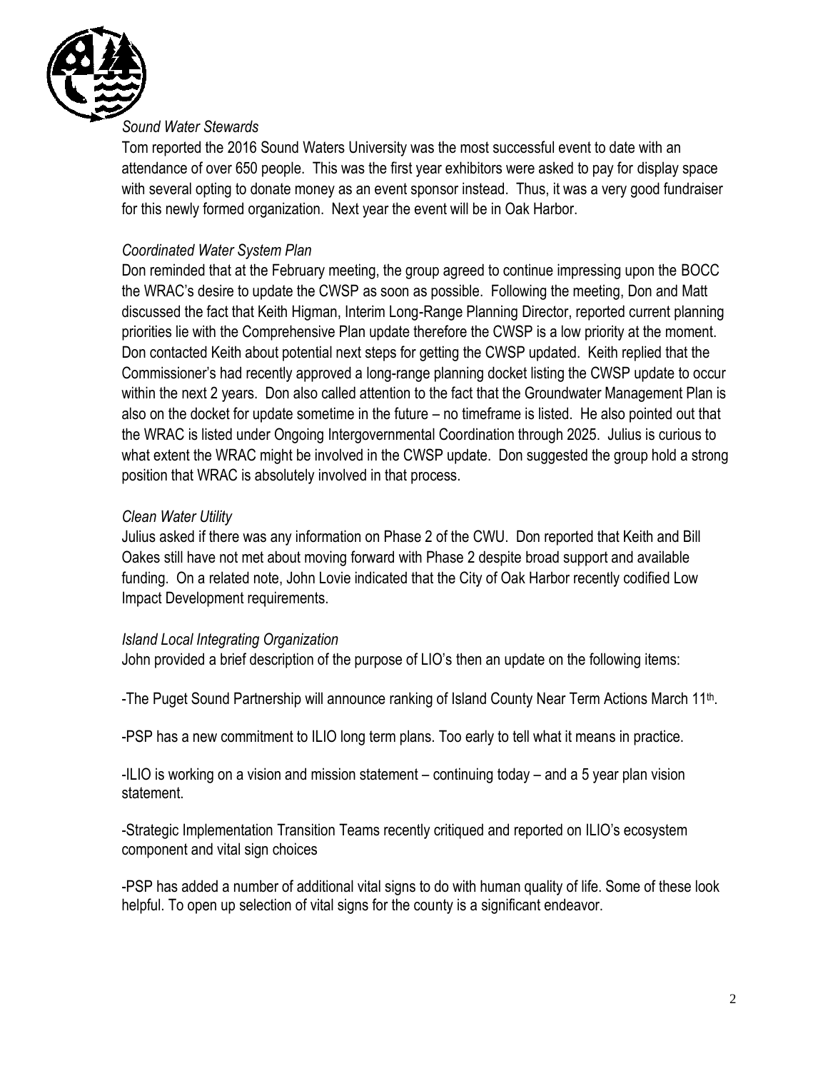*Sound Water Stewards*

Tom reported the 2016 Sound Waters University was the most successful event to date with an attendance of over 650 people. This was the first year exhibitors were asked to pay for display space with several opting to donate money as an event sponsor instead. Thus, it was a very good fundraiser for this newly formed organization. Next year the event will be in Oak Harbor.

*Coordinated Water System Plan*

Don reminded that at the February meeting, the group agreed to continue impressing upon the BOCC the WRAC's desire to update the CWSP as soon as possible. Following the meeting, Don and Matt discussed the fact that Keith Higman, Interim Long-Range Planning Director, reported current planning priorities lie with the Comprehensive Plan update therefore the CWSP is a low priority at the moment. Don contacted Keith about potential next steps for getting the CWSP updated. Keith replied that the Commissioner's had recently approved a long-range planning docket listing the CWSP update to occur within the next 2 years. Don also called attention to the fact that the Groundwater Management Plan is also on the docket for update sometime in the future – no timeframe is listed. He also pointed out that the WRAC is listed under Ongoing Intergovernmental Coordination through 2025. Julius is curious to what extent the WRAC might be involved in the CWSP update. Don suggested the group hold a strong position that WRAC is absolutely involved in that process.

*Clean Water Utility*

Julius asked if there was any information on Phase 2 of the CWU. Don reported that Keith and Bill Oakes still have not met about moving forward with Phase 2 despite broad support and available funding. On a related note, John Lovie indicated that the City of Oak Harbor recently codified Low Impact Development requirements.

*Island Local Integrating Organization*

John provided a brief description of the purpose of LIO's then an update on the following items:

-The Puget Sound Partnership will announce ranking of Island County Near Term Actions March 11th.

-PSP has a new commitment to ILIO long term plans. Too early to tell what it means in practice.

-ILIO is working on a vision and mission statement – continuing today – and a 5 year plan vision statement.

-Strategic Implementation Transition Teams recently critiqued and reported on ILIO's ecosystem component and vital sign choices

-PSP has added a number of additional vital signs to do with human quality of life. Some of these look helpful. To open up selection of vital signs for the county is a significant endeavor.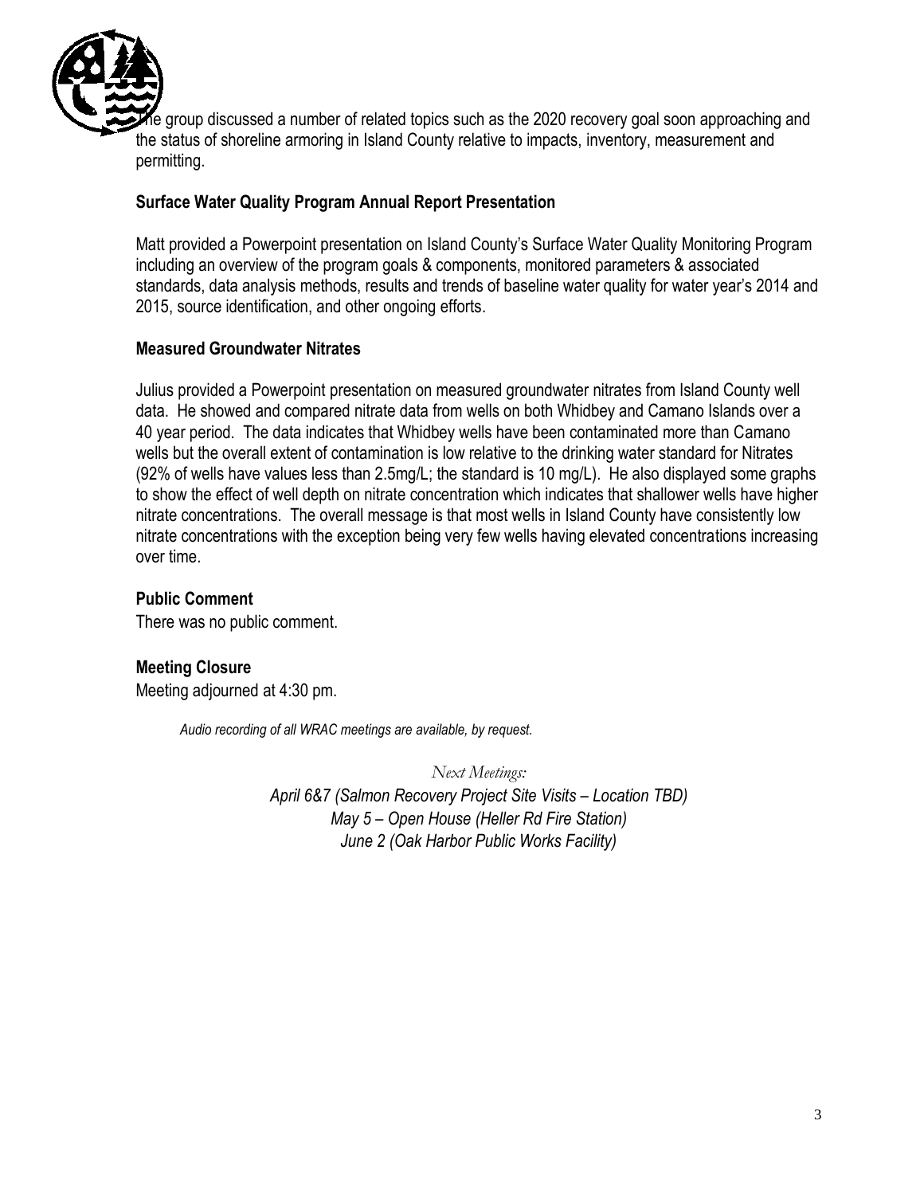The group discussed a number of related topics such as the 2020 recovery goal soon approaching and the status of shoreline armoring in Island County relative to impacts, inventory, measurement and permitting.

**Surface Water Quality Program Annual Report Presentation**

Matt provided a Powerpoint presentation on Island County's Surface Water Quality Monitoring Program including an overview of the program goals & components, monitored parameters & associated standards, data analysis methods, results and trends of baseline water quality for water year's 2014 and 2015, source identification, and other ongoing efforts.

**Measured Groundwater Nitrates**

Julius provided a Powerpoint presentation on measured groundwater nitrates from Island County well data. He showed and compared nitrate data from wells on both Whidbey and Camano Islands over a 40 year period. The data indicates that Whidbey wells have been contaminated more than Camano wells but the overall extent of contamination is low relative to the drinking water standard for Nitrates (92% of wells have values less than 2.5mg/L; the standard is 10 mg/L). He also displayed some graphs to show the effect of well depth on nitrate concentration which indicates that shallower wells have higher nitrate concentrations. The overall message is that most wells in Island County have consistently low nitrate concentrations with the exception being very few wells having elevated concentrations increasing over time.

**Public Comment**

There was no public comment.

**Meeting Closure**

Meeting adjourned at 4:30 pm.

*Audio recording of all WRAC meetings are available, by request.*

*Next Meetings:*

*April 6&7 (Salmon Recovery Project Site Visits – Location TBD)*

*May 5 – Open House (Heller Rd Fire Station)*

*June 2 (Oak Harbor Public Works Facility)*